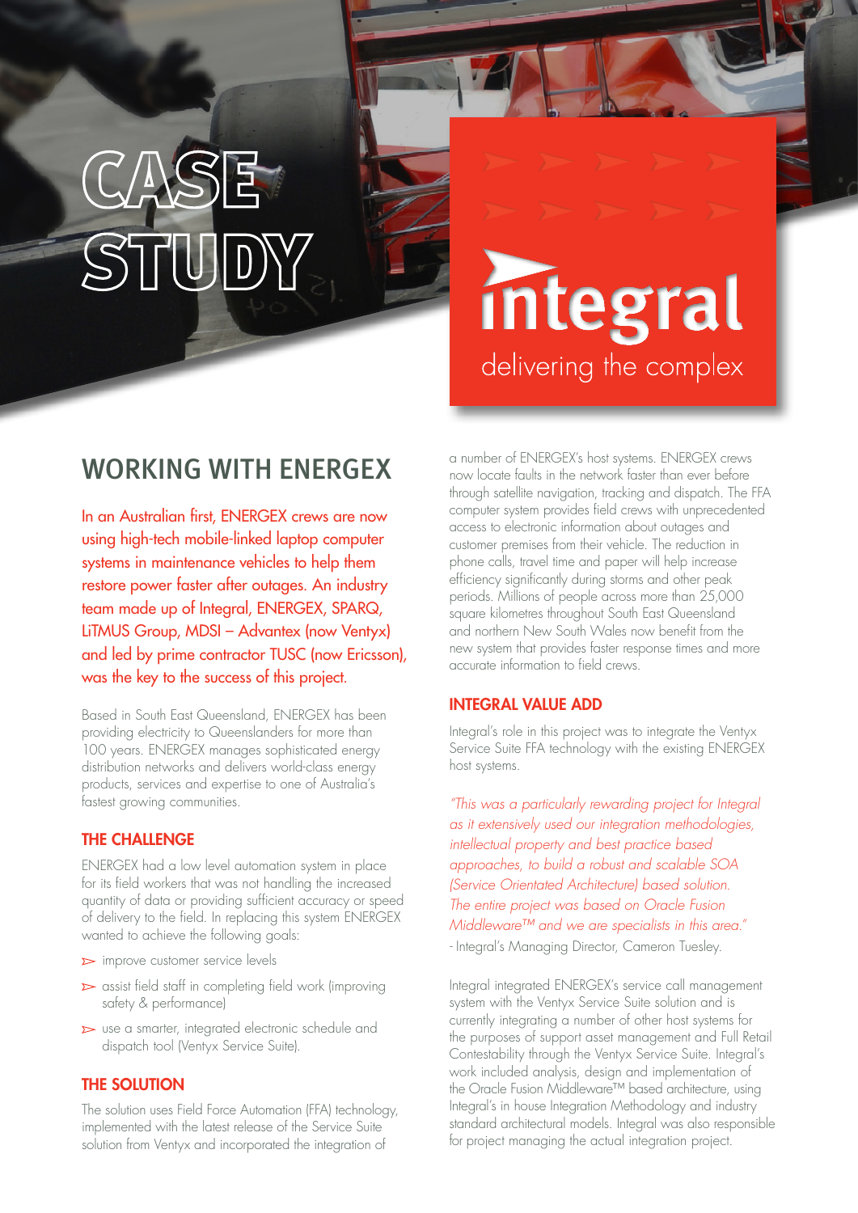# CASE STUDY

integral
delivering the complex

## WORKING WITH ENERGEX

In an Australian first, ENERGEX crews are now using high-tech mobile-linked laptop computer systems in maintenance vehicles to help them restore power faster after outages. An industry team made up of Integral, ENERGEX, SPARQ, LiTMUS Group, MDSI – Advantex (now Ventyx) and led by prime contractor TUSC (now Ericsson), was the key to the success of this project.

Based in South East Queensland, ENERGEX has been providing electricity to Queenslanders for more than 100 years. ENERGEX manages sophisticated energy distribution networks and delivers world-class energy products, services and expertise to one of Australia's fastest growing communities.

### THE CHALLENGE

ENERGEX had a low level automation system in place for its field workers that was not handling the increased quantity of data or providing sufficient accuracy or speed of delivery to the field. In replacing this system ENERGEX wanted to achieve the following goals:

- improve customer service levels
- assist field staff in completing field work (improving safety & performance)
- use a smarter, integrated electronic schedule and dispatch tool (Ventyx Service Suite).

### THE SOLUTION

The solution uses Field Force Automation (FFA) technology, implemented with the latest release of the Service Suite solution from Ventyx and incorporated the integration of a number of ENERGEX's host systems. ENERGEX crews now locate faults in the network faster than ever before through satellite navigation, tracking and dispatch. The FFA computer system provides field crews with unprecedented access to electronic information about outages and customer premises from their vehicle. The reduction in phone calls, travel time and paper will help increase efficiency significantly during storms and other peak periods. Millions of people across more than 25,000 square kilometres throughout South East Queensland and northern New South Wales now benefit from the new system that provides faster response times and more accurate information to field crews.

### INTEGRAL VALUE ADD

Integral's role in this project was to integrate the Ventyx Service Suite FFA technology with the existing ENERGEX host systems.

*"This was a particularly rewarding project for Integral as it extensively used our integration methodologies, intellectual property and best practice based approaches, to build a robust and scalable SOA (Service Orientated Architecture) based solution. The entire project was based on Oracle Fusion Middleware™ and we are specialists in this area."*
- Integral's Managing Director, Cameron Tuesley.

Integral integrated ENERGEX's service call management system with the Ventyx Service Suite solution and is currently integrating a number of other host systems for the purposes of support asset management and Full Retail Contestability through the Ventyx Service Suite. Integral's work included analysis, design and implementation of the Oracle Fusion Middleware™ based architecture, using Integral's in house Integration Methodology and industry standard architectural models. Integral was also responsible for project managing the actual integration project.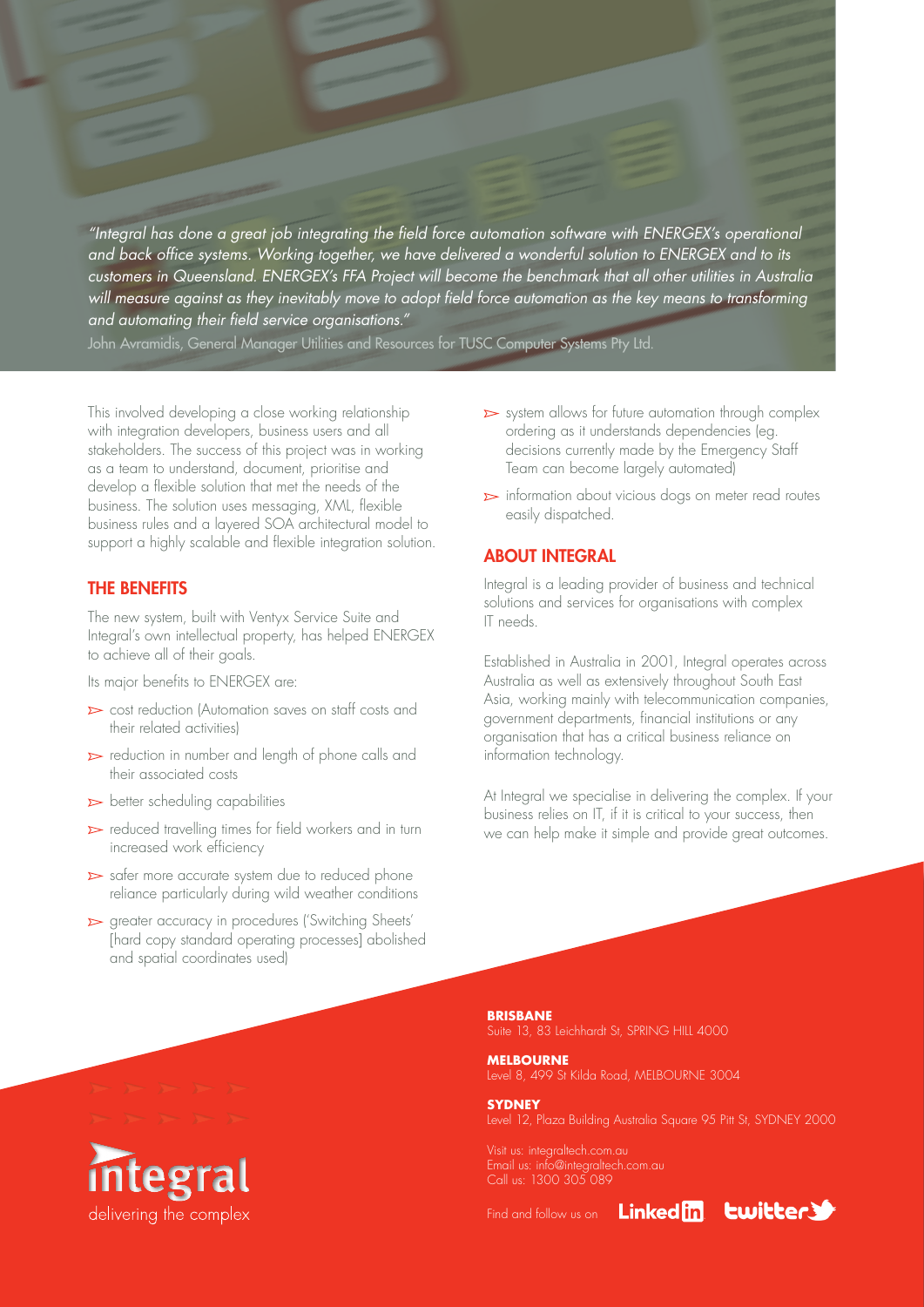*"Integral has done a great job integrating the field force automation software with ENERGEX's operational and back office systems. Working together, we have delivered a wonderful solution to ENERGEX and to its customers in Queensland. ENERGEX's FFA Project will become the benchmark that all other utilities in Australia will measure against as they inevitably move to adopt field force automation as the key means to transforming and automating their field service organisations."*

John Avramidis, General Manager Utilities and Resources for TUSC Computer Systems Pty Ltd.

This involved developing a close working relationship with integration developers, business users and all stakeholders. The success of this project was in working as a team to understand, document, prioritise and develop a flexible solution that met the needs of the business. The solution uses messaging, XML, flexible business rules and a layered SOA architectural model to support a highly scalable and flexible integration solution.

## THE BENEFITS

The new system, built with Ventyx Service Suite and Integral's own intellectual property, has helped ENERGEX to achieve all of their goals.

Its major benefits to ENERGEX are:

- cost reduction (Automation saves on staff costs and their related activities)
- reduction in number and length of phone calls and their associated costs
- better scheduling capabilities
- reduced travelling times for field workers and in turn increased work efficiency
- safer more accurate system due to reduced phone reliance particularly during wild weather conditions
- greater accuracy in procedures ('Switching Sheets' [hard copy standard operating processes] abolished and spatial coordinates used)
- system allows for future automation through complex ordering as it understands dependencies (eg. decisions currently made by the Emergency Staff Team can become largely automated)
- information about vicious dogs on meter read routes easily dispatched.

## ABOUT INTEGRAL

Integral is a leading provider of business and technical solutions and services for organisations with complex IT needs.

Established in Australia in 2001, Integral operates across Australia as well as extensively throughout South East Asia, working mainly with telecommunication companies, government departments, financial institutions or any organisation that has a critical business reliance on information technology.

At Integral we specialise in delivering the complex. If your business relies on IT, if it is critical to your success, then we can help make it simple and provide great outcomes.

**BRISBANE**
Suite 13, 83 Leichhardt St, SPRING HILL 4000

**MELBOURNE**
Level 8, 499 St Kilda Road, MELBOURNE 3004

**SYDNEY**
Level 12, Plaza Building Australia Square 95 Pitt St, SYDNEY 2000

Visit us: integraltech.com.au
Email us: info@integraltech.com.au
Call us: 1300 305 089

Find and follow us on LinkedIn twitter

integral
delivering the complex